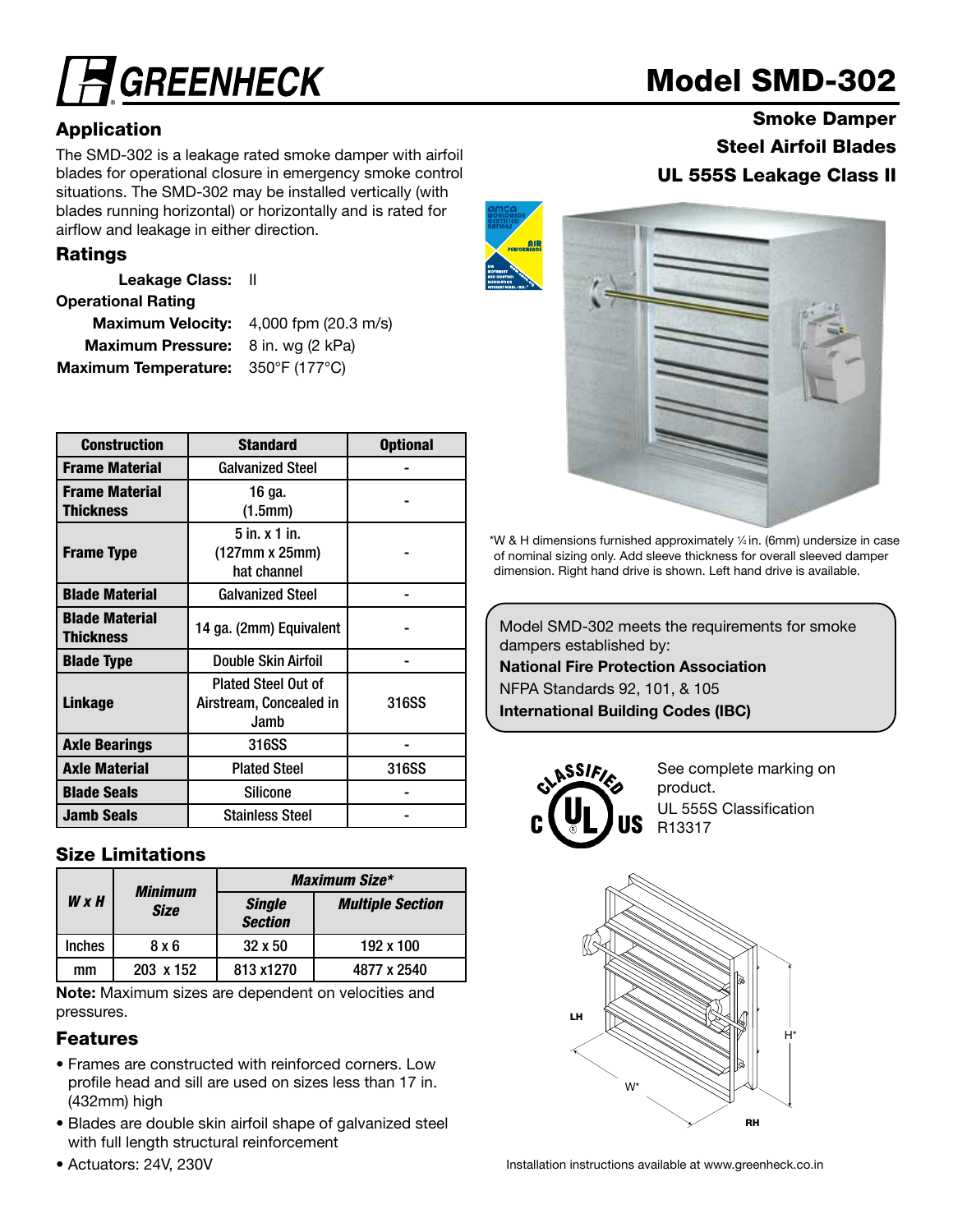# GREENHECK

# Model SMD-302

**Smoke Damper**

**Steel Airfoil Blades**

**UL 555S Leakage Class II**

## Application

The SMD-302 is a leakage rated smoke damper with airfoil blades for operational closure in emergency smoke control situations. The SMD-302 may be installed vertically (with blades running horizontal) or horizontally and is rated for airflow and leakage in either direction.

## Ratings

**Leakage Class:** II

**Operational Rating**

**Maximum Velocity:** 4,000 fpm (20.3 m/s)

**Maximum Pressure:** 8 in. wg (2 kPa)

**Maximum Temperature:** 350°F (177°C)

| Construction | Standard | Optional |
|---|---|---|
| **Frame Material** | Galvanized Steel | - |
| **Frame Material Thickness** | 16 ga. (1.5mm) | - |
| **Frame Type** | 5 in. x 1 in. (127mm x 25mm) hat channel | - |
| **Blade Material** | Galvanized Steel | - |
| **Blade Material Thickness** | 14 ga. (2mm) Equivalent | - |
| **Blade Type** | Double Skin Airfoil | - |
| **Linkage** | Plated Steel Out of Airstream, Concealed in Jamb | 316SS |
| **Axle Bearings** | 316SS | - |
| **Axle Material** | Plated Steel | 316SS |
| **Blade Seals** | Silicone | - |
| **Jamb Seals** | Stainless Steel | - |

## Size Limitations

| W x H | Minimum Size | Maximum Size* | |
|---|---|---|---|
| | | *Single Section* | *Multiple Section* |
| Inches | 8 x 6 | 32 x 50 | 192 x 100 |
| mm | 203 x 152 | 813 x1270 | 4877 x 2540 |

**Note:** Maximum sizes are dependent on velocities and pressures.

## Features

- Frames are constructed with reinforced corners. Low profile head and sill are used on sizes less than 17 in. (432mm) high
- Blades are double skin airfoil shape of galvanized steel with full length structural reinforcement
- Actuators: 24V, 230V

*W & H dimensions furnished approximately ¼ in. (6mm) undersize in case of nominal sizing only. Add sleeve thickness for overall sleeved damper dimension. Right hand drive is shown. Left hand drive is available.

Model SMD-302 meets the requirements for smoke dampers established by:

**National Fire Protection Association**

NFPA Standards 92, 101, & 105

**International Building Codes (IBC)**

See complete marking on product.
UL 555S Classification
R13317

LH

H*

W*

RH

Installation instructions available at www.greenheck.co.in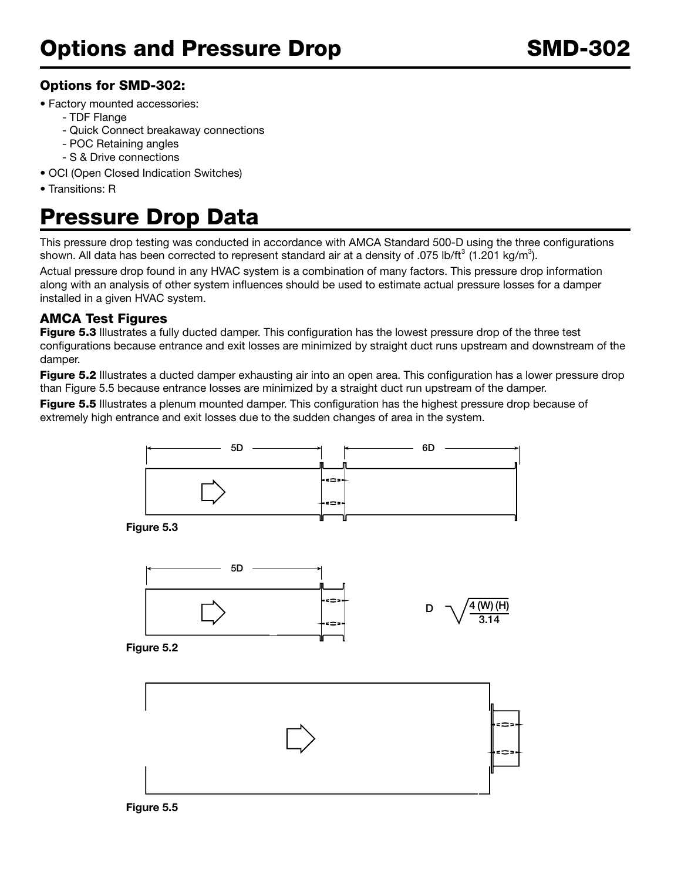# Options and Pressure Drop

### Options for SMD-302:

- Factory mounted accessories:
  - TDF Flange
  - Quick Connect breakaway connections
  - POC Retaining angles
  - S & Drive connections
- OCI (Open Closed Indication Switches)
- Transitions: R

# Pressure Drop Data

This pressure drop testing was conducted in accordance with AMCA Standard 500-D using the three configurations shown. All data has been corrected to represent standard air at a density of .075 lb/ft$^3$ (1.201 kg/m$^3$).

Actual pressure drop found in any HVAC system is a combination of many factors. This pressure drop information along with an analysis of other system influences should be used to estimate actual pressure losses for a damper installed in a given HVAC system.

### AMCA Test Figures

**Figure 5.3** Illustrates a fully ducted damper. This configuration has the lowest pressure drop of the three test configurations because entrance and exit losses are minimized by straight duct runs upstream and downstream of the damper.

**Figure 5.2** Illustrates a ducted damper exhausting air into an open area. This configuration has a lower pressure drop than Figure 5.5 because entrance losses are minimized by a straight duct run upstream of the damper.

**Figure 5.5** Illustrates a plenum mounted damper. This configuration has the highest pressure drop because of extremely high entrance and exit losses due to the sudden changes of area in the system.

5D 6D

Figure 5.3

5D

$$D = \sqrt{\frac{4\,(W)\,(H)}{3.14}}$$

Figure 5.2

Figure 5.5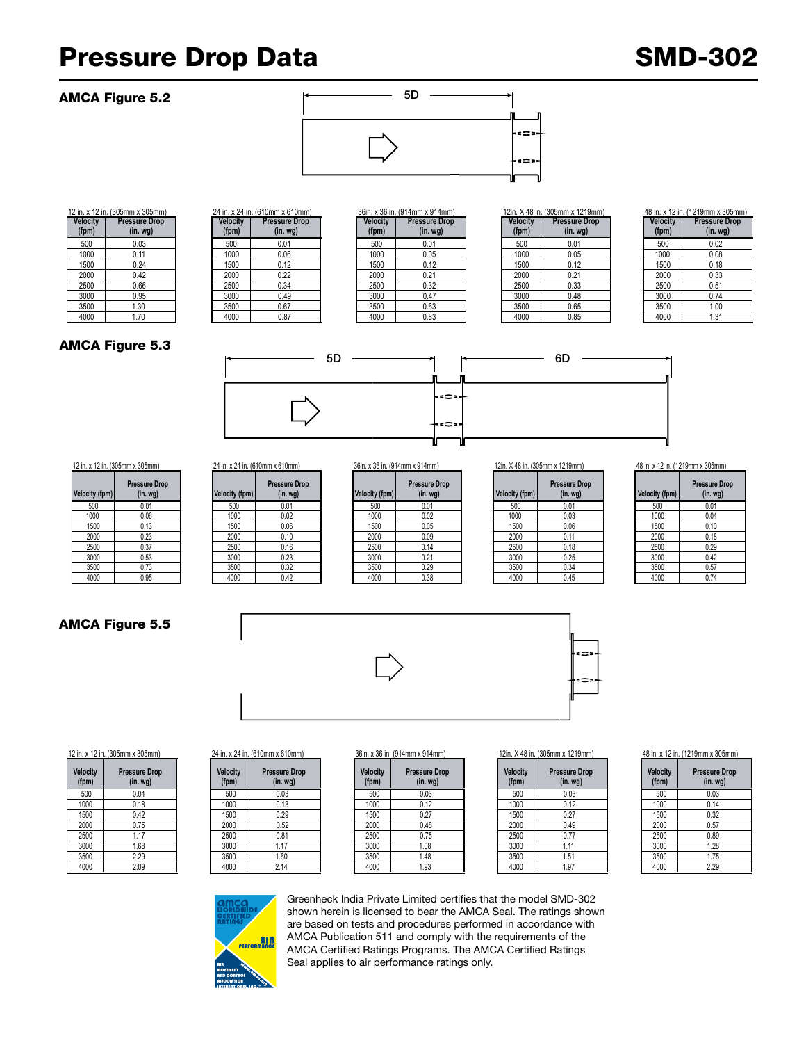# Pressure Drop Data

## SMD-302

### AMCA Figure 5.2

5D

12 in. x 12 in. (305mm x 305mm)

| Velocity (fpm) | Pressure Drop (in. wg) |
|---|---|
| 500 | 0.03 |
| 1000 | 0.11 |
| 1500 | 0.24 |
| 2000 | 0.42 |
| 2500 | 0.66 |
| 3000 | 0.95 |
| 3500 | 1.30 |
| 4000 | 1.70 |

24 in. x 24 in. (610mm x 610mm)

| Velocity (fpm) | Pressure Drop (in. wg) |
|---|---|
| 500 | 0.01 |
| 1000 | 0.06 |
| 1500 | 0.12 |
| 2000 | 0.22 |
| 2500 | 0.34 |
| 3000 | 0.49 |
| 3500 | 0.67 |
| 4000 | 0.87 |

36in. x 36 in. (914mm x 914mm)

| Velocity (fpm) | Pressure Drop (in. wg) |
|---|---|
| 500 | 0.01 |
| 1000 | 0.05 |
| 1500 | 0.12 |
| 2000 | 0.21 |
| 2500 | 0.32 |
| 3000 | 0.47 |
| 3500 | 0.63 |
| 4000 | 0.83 |

12in. X 48 in. (305mm x 1219mm)

| Velocity (fpm) | Pressure Drop (in. wg) |
|---|---|
| 500 | 0.01 |
| 1000 | 0.05 |
| 1500 | 0.12 |
| 2000 | 0.21 |
| 2500 | 0.33 |
| 3000 | 0.48 |
| 3500 | 0.65 |
| 4000 | 0.85 |

48 in. x 12 in. (1219mm x 305mm)

| Velocity (fpm) | Pressure Drop (in. wg) |
|---|---|
| 500 | 0.02 |
| 1000 | 0.08 |
| 1500 | 0.18 |
| 2000 | 0.33 |
| 2500 | 0.51 |
| 3000 | 0.74 |
| 3500 | 1.00 |
| 4000 | 1.31 |

### AMCA Figure 5.3

5D 6D

12 in. x 12 in. (305mm x 305mm)

| Velocity (fpm) | Pressure Drop (in. wg) |
|---|---|
| 500 | 0.01 |
| 1000 | 0.06 |
| 1500 | 0.13 |
| 2000 | 0.23 |
| 2500 | 0.37 |
| 3000 | 0.53 |
| 3500 | 0.73 |
| 4000 | 0.95 |

24 in. x 24 in. (610mm x 610mm)

| Velocity (fpm) | Pressure Drop (in. wg) |
|---|---|
| 500 | 0.01 |
| 1000 | 0.02 |
| 1500 | 0.06 |
| 2000 | 0.10 |
| 2500 | 0.16 |
| 3000 | 0.23 |
| 3500 | 0.32 |
| 4000 | 0.42 |

36in. x 36 in. (914mm x 914mm)

| Velocity (fpm) | Pressure Drop (in. wg) |
|---|---|
| 500 | 0.01 |
| 1000 | 0.02 |
| 1500 | 0.05 |
| 2000 | 0.09 |
| 2500 | 0.14 |
| 3000 | 0.21 |
| 3500 | 0.29 |
| 4000 | 0.38 |

12in. X 48 in. (305mm x 1219mm)

| Velocity (fpm) | Pressure Drop (in. wg) |
|---|---|
| 500 | 0.01 |
| 1000 | 0.03 |
| 1500 | 0.06 |
| 2000 | 0.11 |
| 2500 | 0.18 |
| 3000 | 0.25 |
| 3500 | 0.34 |
| 4000 | 0.45 |

48 in. x 12 in. (1219mm x 305mm)

| Velocity (fpm) | Pressure Drop (in. wg) |
|---|---|
| 500 | 0.01 |
| 1000 | 0.04 |
| 1500 | 0.10 |
| 2000 | 0.18 |
| 2500 | 0.29 |
| 3000 | 0.42 |
| 3500 | 0.57 |
| 4000 | 0.74 |

### AMCA Figure 5.5

12 in. x 12 in. (305mm x 305mm)

| Velocity (fpm) | Pressure Drop (in. wg) |
|---|---|
| 500 | 0.04 |
| 1000 | 0.18 |
| 1500 | 0.42 |
| 2000 | 0.75 |
| 2500 | 1.17 |
| 3000 | 1.68 |
| 3500 | 2.29 |
| 4000 | 2.09 |

24 in. x 24 in. (610mm x 610mm)

| Velocity (fpm) | Pressure Drop (in. wg) |
|---|---|
| 500 | 0.03 |
| 1000 | 0.13 |
| 1500 | 0.29 |
| 2000 | 0.52 |
| 2500 | 0.81 |
| 3000 | 1.17 |
| 3500 | 1.60 |
| 4000 | 2.14 |

36in. x 36 in. (914mm x 914mm)

| Velocity (fpm) | Pressure Drop (in. wg) |
|---|---|
| 500 | 0.03 |
| 1000 | 0.12 |
| 1500 | 0.27 |
| 2000 | 0.48 |
| 2500 | 0.75 |
| 3000 | 1.08 |
| 3500 | 1.48 |
| 4000 | 1.93 |

12in. X 48 in. (305mm x 1219mm)

| Velocity (fpm) | Pressure Drop (in. wg) |
|---|---|
| 500 | 0.03 |
| 1000 | 0.12 |
| 1500 | 0.27 |
| 2000 | 0.49 |
| 2500 | 0.77 |
| 3000 | 1.11 |
| 3500 | 1.51 |
| 4000 | 1.97 |

48 in. x 12 in. (1219mm x 305mm)

| Velocity (fpm) | Pressure Drop (in. wg) |
|---|---|
| 500 | 0.03 |
| 1000 | 0.14 |
| 1500 | 0.32 |
| 2000 | 0.57 |
| 2500 | 0.89 |
| 3000 | 1.28 |
| 3500 | 1.75 |
| 4000 | 2.29 |

Greenheck India Private Limited certifies that the model SMD-302 shown herein is licensed to bear the AMCA Seal. The ratings shown are based on tests and procedures performed in accordance with AMCA Publication 511 and comply with the requirements of the AMCA Certified Ratings Programs. The AMCA Certified Ratings Seal applies to air performance ratings only.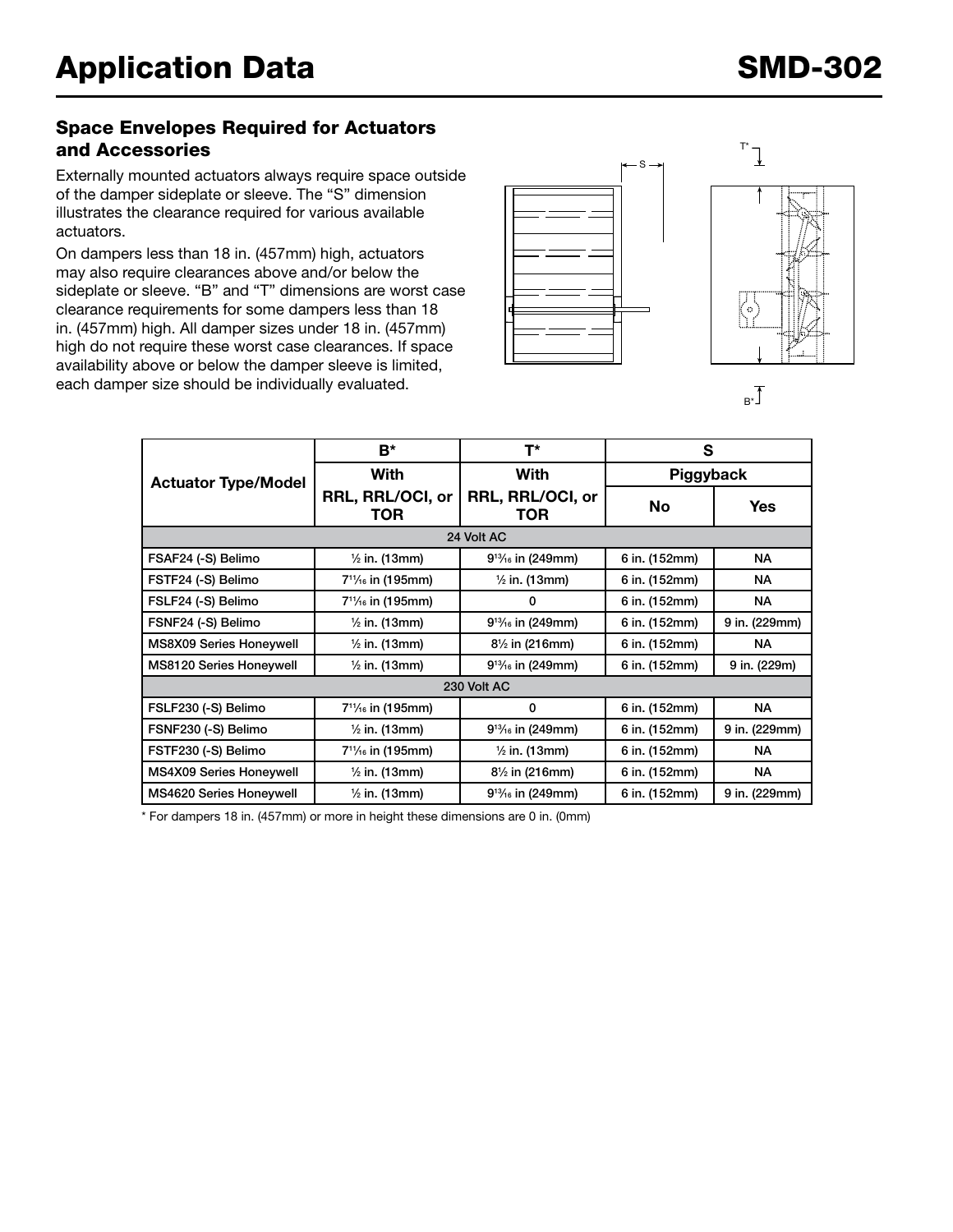# Application Data

## Space Envelopes Required for Actuators and Accessories

Externally mounted actuators always require space outside of the damper sideplate or sleeve. The "S" dimension illustrates the clearance required for various available actuators.

On dampers less than 18 in. (457mm) high, actuators may also require clearances above and/or below the sideplate or sleeve. "B" and "T" dimensions are worst case clearance requirements for some dampers less than 18 in. (457mm) high. All damper sizes under 18 in. (457mm) high do not require these worst case clearances. If space availability above or below the damper sleeve is limited, each damper size should be individually evaluated.

| Actuator Type/Model | B* | T* | S | |
|---|---|---|---|---|
| | With RRL, RRL/OCI, or TOR | With RRL, RRL/OCI, or TOR | Piggyback | |
| | | | No | Yes |
| **24 Volt AC** | | | | |
| FSAF24 (-S) Belimo | ½ in. (13mm) | 9¹³⁄₁₆ in (249mm) | 6 in. (152mm) | NA |
| FSTF24 (-S) Belimo | 7¹¹⁄₁₆ in (195mm) | ½ in. (13mm) | 6 in. (152mm) | NA |
| FSLF24 (-S) Belimo | 7¹¹⁄₁₆ in (195mm) | 0 | 6 in. (152mm) | NA |
| FSNF24 (-S) Belimo | ½ in. (13mm) | 9¹³⁄₁₆ in (249mm) | 6 in. (152mm) | 9 in. (229mm) |
| MS8X09 Series Honeywell | ½ in. (13mm) | 8½ in (216mm) | 6 in. (152mm) | NA |
| MS8120 Series Honeywell | ½ in. (13mm) | 9¹³⁄₁₆ in (249mm) | 6 in. (152mm) | 9 in. (229m) |
| **230 Volt AC** | | | | |
| FSLF230 (-S) Belimo | 7¹¹⁄₁₆ in (195mm) | 0 | 6 in. (152mm) | NA |
| FSNF230 (-S) Belimo | ½ in. (13mm) | 9¹³⁄₁₆ in (249mm) | 6 in. (152mm) | 9 in. (229mm) |
| FSTF230 (-S) Belimo | 7¹¹⁄₁₆ in (195mm) | ½ in. (13mm) | 6 in. (152mm) | NA |
| MS4X09 Series Honeywell | ½ in. (13mm) | 8½ in (216mm) | 6 in. (152mm) | NA |
| MS4620 Series Honeywell | ½ in. (13mm) | 9¹³⁄₁₆ in (249mm) | 6 in. (152mm) | 9 in. (229mm) |

* For dampers 18 in. (457mm) or more in height these dimensions are 0 in. (0mm)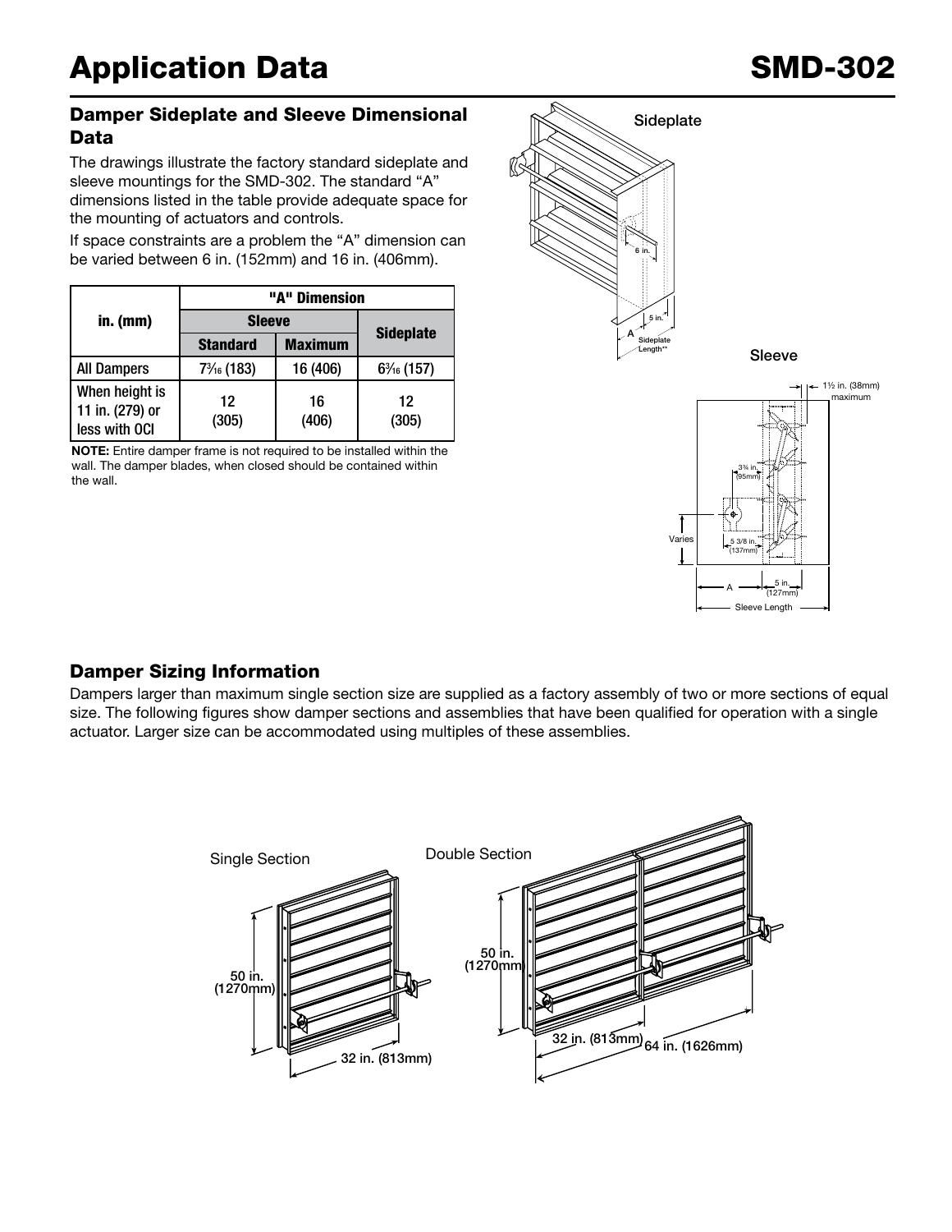# Application Data

## Damper Sideplate and Sleeve Dimensional Data

The drawings illustrate the factory standard sideplate and sleeve mountings for the SMD-302. The standard "A" dimensions listed in the table provide adequate space for the mounting of actuators and controls.

If space constraints are a problem the "A" dimension can be varied between 6 in. (152mm) and 16 in. (406mm).

| in. (mm) | "A" Dimension | | |
|---|---|---|---|
| | Sleeve | | Sideplate |
| | Standard | Maximum | |
| All Dampers | 7³⁄₁₆ (183) | 16 (406) | 6³⁄₁₆ (157) |
| When height is 11 in. (279) or less with OCI | 12 (305) | 16 (406) | 12 (305) |

**NOTE:** Entire damper frame is not required to be installed within the wall. The damper blades, when closed should be contained within the wall.

## Damper Sizing Information

Dampers larger than maximum single section size are supplied as a factory assembly of two or more sections of equal size. The following figures show damper sections and assemblies that have been qualified for operation with a single actuator. Larger size can be accommodated using multiples of these assemblies.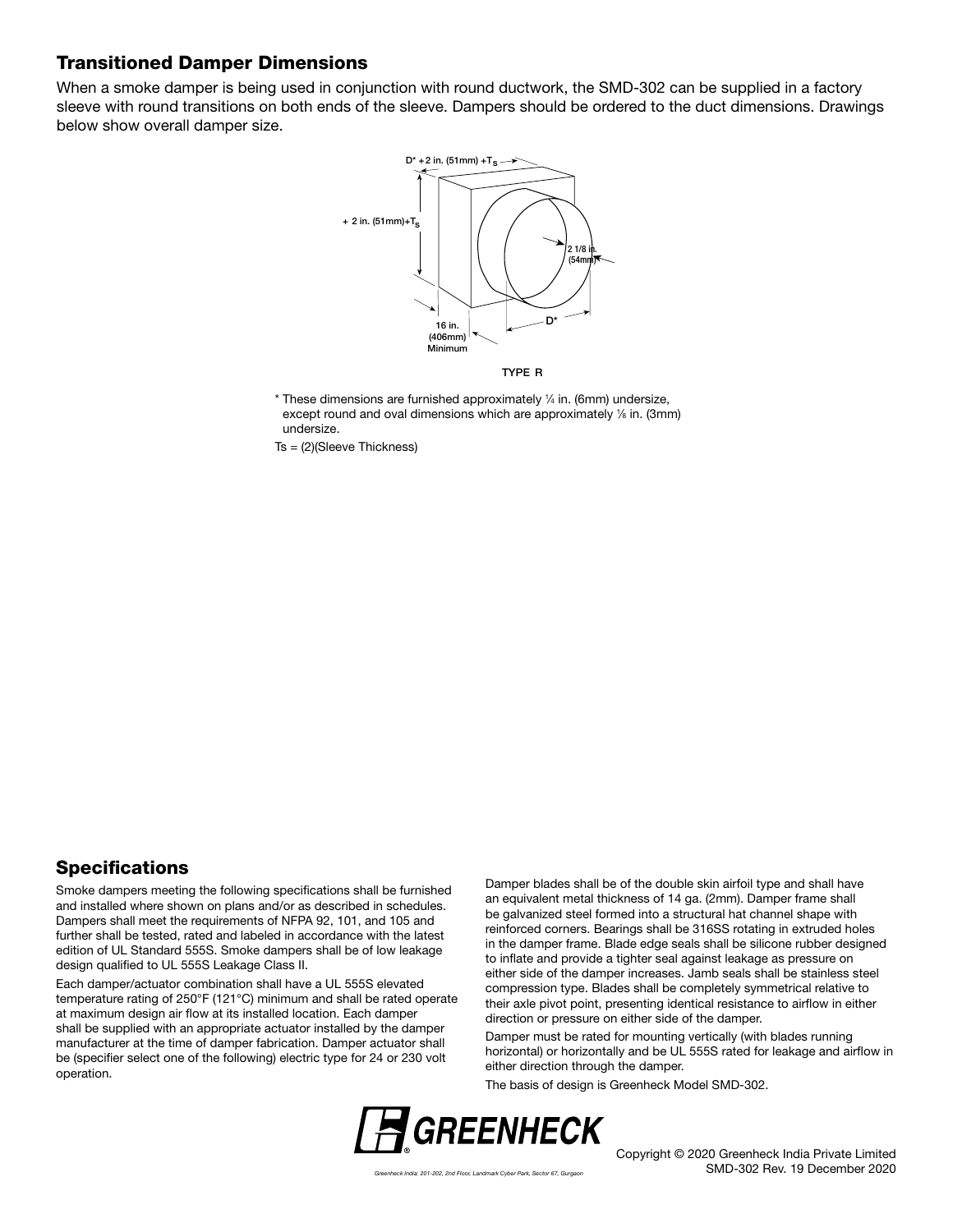## Transitioned Damper Dimensions

When a smoke damper is being used in conjunction with round ductwork, the SMD-302 can be supplied in a factory sleeve with round transitions on both ends of the sleeve. Dampers should be ordered to the duct dimensions. Drawings below show overall damper size.

D* +2 in. (51mm) +$T_S$

+ 2 in. (51mm)+$T_S$

2 1/8 in. (54mm)

D*

16 in. (406mm) Minimum

TYPE R

\* These dimensions are furnished approximately ¼ in. (6mm) undersize, except round and oval dimensions which are approximately ⅛ in. (3mm) undersize.

Ts = (2)(Sleeve Thickness)

## Specifications

Smoke dampers meeting the following specifications shall be furnished and installed where shown on plans and/or as described in schedules. Dampers shall meet the requirements of NFPA 92, 101, and 105 and further shall be tested, rated and labeled in accordance with the latest edition of UL Standard 555S. Smoke dampers shall be of low leakage design qualified to UL 555S Leakage Class II.

Each damper/actuator combination shall have a UL 555S elevated temperature rating of 250°F (121°C) minimum and shall be rated operate at maximum design air flow at its installed location. Each damper shall be supplied with an appropriate actuator installed by the damper manufacturer at the time of damper fabrication. Damper actuator shall be (specifier select one of the following) electric type for 24 or 230 volt operation.

Damper blades shall be of the double skin airfoil type and shall have an equivalent metal thickness of 14 ga. (2mm). Damper frame shall be galvanized steel formed into a structural hat channel shape with reinforced corners. Bearings shall be 316SS rotating in extruded holes in the damper frame. Blade edge seals shall be silicone rubber designed to inflate and provide a tighter seal against leakage as pressure on either side of the damper increases. Jamb seals shall be stainless steel compression type. Blades shall be completely symmetrical relative to their axle pivot point, presenting identical resistance to airflow in either direction or pressure on either side of the damper.

Damper must be rated for mounting vertically (with blades running horizontal) or horizontally and be UL 555S rated for leakage and airflow in either direction through the damper.

The basis of design is Greenheck Model SMD-302.

GREENHECK

Greenheck India: 201-202, 2nd Floor, Landmark Cyber Park, Sector 67, Gurgaon

Copyright © 2020 Greenheck India Private Limited
SMD-302 Rev. 19 December 2020